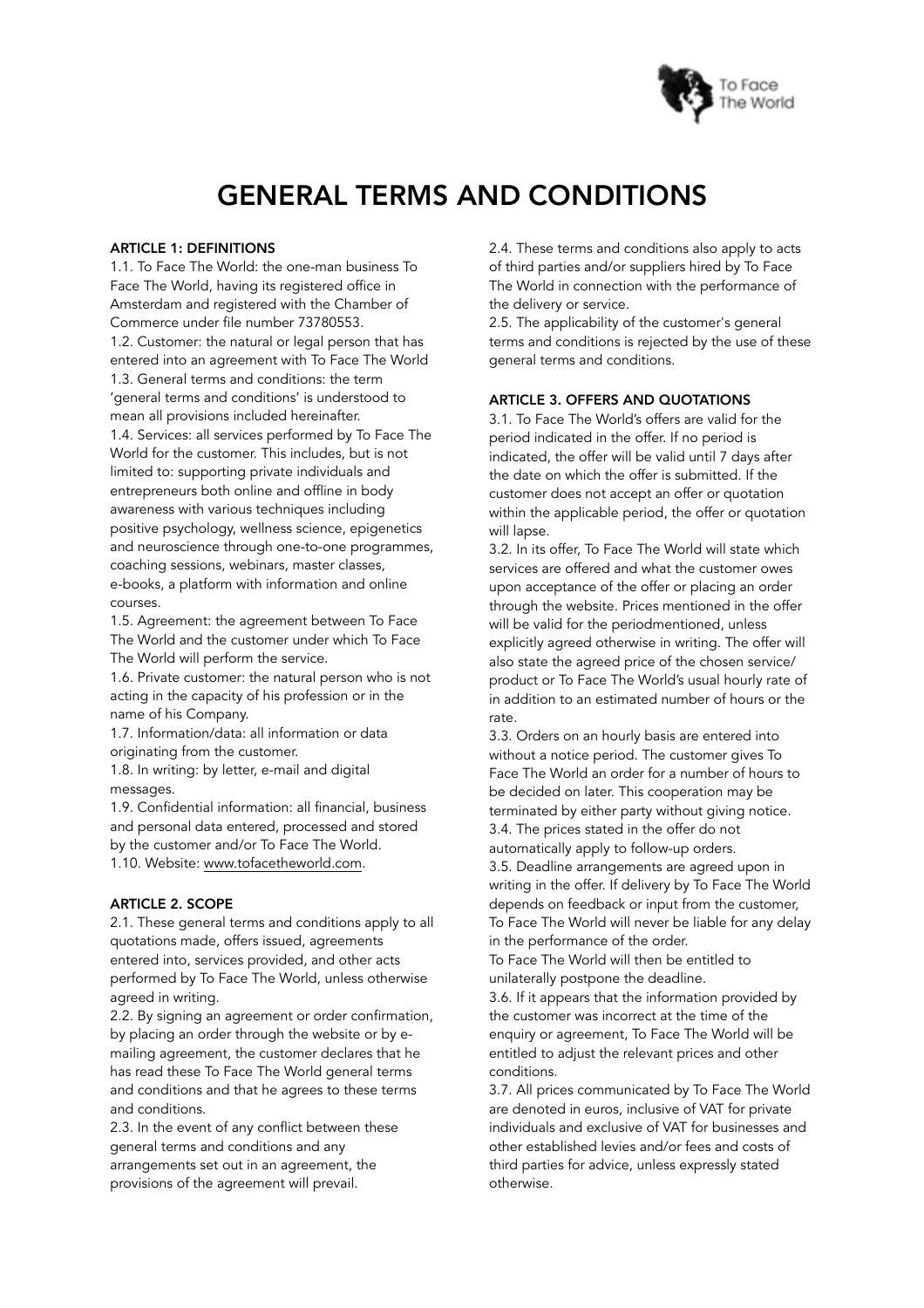# GENERAL TERMS AND CONDITIONS

## ARTICLE 1: DEFINITIONS

1.1. To Face The World: the one-man business To Face The World, having its registered office in Amsterdam and registered with the Chamber of Commerce under file number 73780553.
1.2. Customer: the natural or legal person that has entered into an agreement with To Face The World
1.3. General terms and conditions: the term 'general terms and conditions' is understood to mean all provisions included hereinafter.
1.4. Services: all services performed by To Face The World for the customer. This includes, but is not limited to: supporting private individuals and entrepreneurs both online and offline in body awareness with various techniques including positive psychology, wellness science, epigenetics and neuroscience through one-to-one programmes, coaching sessions, webinars, master classes, e-books, a platform with information and online courses.
1.5. Agreement: the agreement between To Face The World and the customer under which To Face The World will perform the service.
1.6. Private customer: the natural person who is not acting in the capacity of his profession or in the name of his Company.
1.7. Information/data: all information or data originating from the customer.
1.8. In writing: by letter, e-mail and digital messages.
1.9. Confidential information: all financial, business and personal data entered, processed and stored by the customer and/or To Face The World.
1.10. Website: www.tofacetheworld.com.

## ARTICLE 2. SCOPE

2.1. These general terms and conditions apply to all quotations made, offers issued, agreements entered into, services provided, and other acts performed by To Face The World, unless otherwise agreed in writing.
2.2. By signing an agreement or order confirmation, by placing an order through the website or by e-mailing agreement, the customer declares that he has read these To Face The World general terms and conditions and that he agrees to these terms and conditions.
2.3. In the event of any conflict between these general terms and conditions and any arrangements set out in an agreement, the provisions of the agreement will prevail.
2.4. These terms and conditions also apply to acts of third parties and/or suppliers hired by To Face The World in connection with the performance of the delivery or service.
2.5. The applicability of the customer's general terms and conditions is rejected by the use of these general terms and conditions.

## ARTICLE 3. OFFERS AND QUOTATIONS

3.1. To Face The World's offers are valid for the period indicated in the offer. If no period is indicated, the offer will be valid until 7 days after the date on which the offer is submitted. If the customer does not accept an offer or quotation within the applicable period, the offer or quotation will lapse.
3.2. In its offer, To Face The World will state which services are offered and what the customer owes upon acceptance of the offer or placing an order through the website. Prices mentioned in the offer will be valid for the periodmentioned, unless explicitly agreed otherwise in writing. The offer will also state the agreed price of the chosen service/ product or To Face The World's usual hourly rate of in addition to an estimated number of hours or the rate.
3.3. Orders on an hourly basis are entered into without a notice period. The customer gives To Face The World an order for a number of hours to be decided on later. This cooperation may be terminated by either party without giving notice.
3.4. The prices stated in the offer do not automatically apply to follow-up orders.
3.5. Deadline arrangements are agreed upon in writing in the offer. If delivery by To Face The World depends on feedback or input from the customer, To Face The World will never be liable for any delay in the performance of the order.
To Face The World will then be entitled to unilaterally postpone the deadline.
3.6. If it appears that the information provided by the customer was incorrect at the time of the enquiry or agreement, To Face The World will be entitled to adjust the relevant prices and other conditions.
3.7. All prices communicated by To Face The World are denoted in euros, inclusive of VAT for private individuals and exclusive of VAT for businesses and other established levies and/or fees and costs of third parties for advice, unless expressly stated otherwise.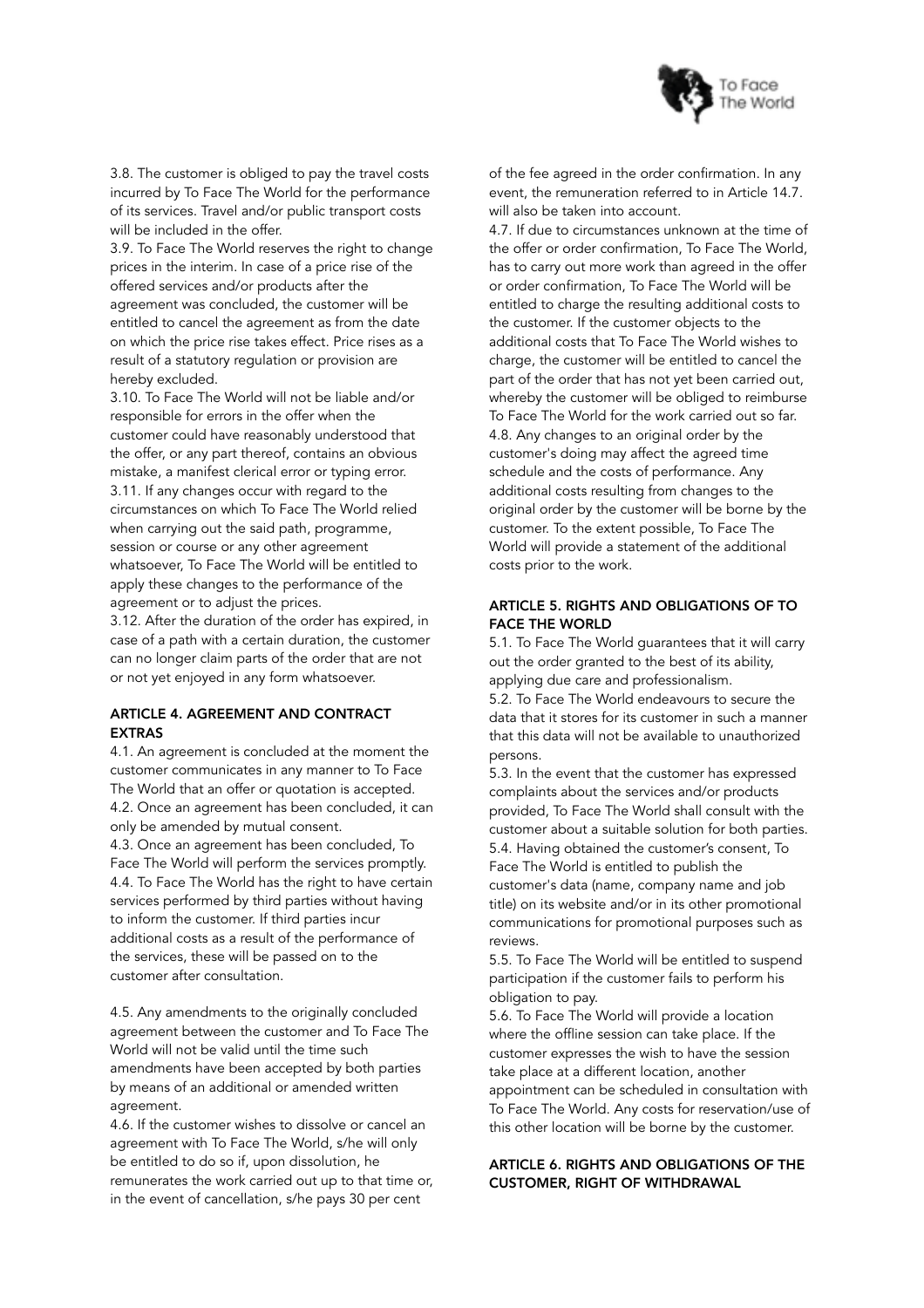3.8. The customer is obliged to pay the travel costs incurred by To Face The World for the performance of its services. Travel and/or public transport costs will be included in the offer.

3.9. To Face The World reserves the right to change prices in the interim. In case of a price rise of the offered services and/or products after the agreement was concluded, the customer will be entitled to cancel the agreement as from the date on which the price rise takes effect. Price rises as a result of a statutory regulation or provision are hereby excluded.

3.10. To Face The World will not be liable and/or responsible for errors in the offer when the customer could have reasonably understood that the offer, or any part thereof, contains an obvious mistake, a manifest clerical error or typing error.

3.11. If any changes occur with regard to the circumstances on which To Face The World relied when carrying out the said path, programme, session or course or any other agreement whatsoever, To Face The World will be entitled to apply these changes to the performance of the agreement or to adjust the prices.

3.12. After the duration of the order has expired, in case of a path with a certain duration, the customer can no longer claim parts of the order that are not or not yet enjoyed in any form whatsoever.

## ARTICLE 4. AGREEMENT AND CONTRACT EXTRAS

4.1. An agreement is concluded at the moment the customer communicates in any manner to To Face The World that an offer or quotation is accepted.

4.2. Once an agreement has been concluded, it can only be amended by mutual consent.

4.3. Once an agreement has been concluded, To Face The World will perform the services promptly.

4.4. To Face The World has the right to have certain services performed by third parties without having to inform the customer. If third parties incur additional costs as a result of the performance of the services, these will be passed on to the customer after consultation.

4.5. Any amendments to the originally concluded agreement between the customer and To Face The World will not be valid until the time such amendments have been accepted by both parties by means of an additional or amended written agreement.

4.6. If the customer wishes to dissolve or cancel an agreement with To Face The World, s/he will only be entitled to do so if, upon dissolution, he remunerates the work carried out up to that time or, in the event of cancellation, s/he pays 30 per cent of the fee agreed in the order confirmation. In any event, the remuneration referred to in Article 14.7. will also be taken into account.

4.7. If due to circumstances unknown at the time of the offer or order confirmation, To Face The World, has to carry out more work than agreed in the offer or order confirmation, To Face The World will be entitled to charge the resulting additional costs to the customer. If the customer objects to the additional costs that To Face The World wishes to charge, the customer will be entitled to cancel the part of the order that has not yet been carried out, whereby the customer will be obliged to reimburse To Face The World for the work carried out so far.

4.8. Any changes to an original order by the customer's doing may affect the agreed time schedule and the costs of performance. Any additional costs resulting from changes to the original order by the customer will be borne by the customer. To the extent possible, To Face The World will provide a statement of the additional costs prior to the work.

## ARTICLE 5. RIGHTS AND OBLIGATIONS OF TO FACE THE WORLD

5.1. To Face The World guarantees that it will carry out the order granted to the best of its ability, applying due care and professionalism.

5.2. To Face The World endeavours to secure the data that it stores for its customer in such a manner that this data will not be available to unauthorized persons.

5.3. In the event that the customer has expressed complaints about the services and/or products provided, To Face The World shall consult with the customer about a suitable solution for both parties.

5.4. Having obtained the customer's consent, To Face The World is entitled to publish the customer's data (name, company name and job title) on its website and/or in its other promotional communications for promotional purposes such as reviews.

5.5. To Face The World will be entitled to suspend participation if the customer fails to perform his obligation to pay.

5.6. To Face The World will provide a location where the offline session can take place. If the customer expresses the wish to have the session take place at a different location, another appointment can be scheduled in consultation with To Face The World. Any costs for reservation/use of this other location will be borne by the customer.

## ARTICLE 6. RIGHTS AND OBLIGATIONS OF THE CUSTOMER, RIGHT OF WITHDRAWAL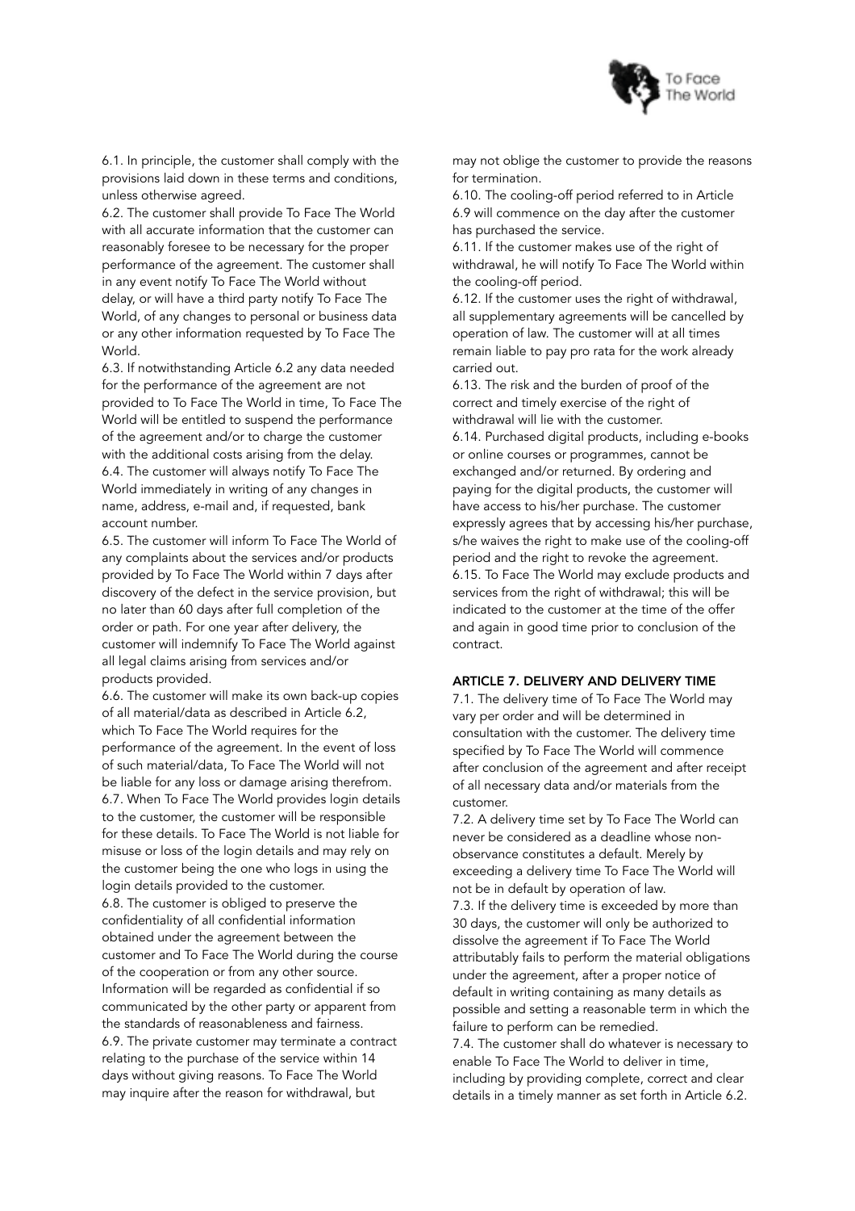6.1. In principle, the customer shall comply with the provisions laid down in these terms and conditions, unless otherwise agreed.

6.2. The customer shall provide To Face The World with all accurate information that the customer can reasonably foresee to be necessary for the proper performance of the agreement. The customer shall in any event notify To Face The World without delay, or will have a third party notify To Face The World, of any changes to personal or business data or any other information requested by To Face The World.

6.3. If notwithstanding Article 6.2 any data needed for the performance of the agreement are not provided to To Face The World in time, To Face The World will be entitled to suspend the performance of the agreement and/or to charge the customer with the additional costs arising from the delay.

6.4. The customer will always notify To Face The World immediately in writing of any changes in name, address, e-mail and, if requested, bank account number.

6.5. The customer will inform To Face The World of any complaints about the services and/or products provided by To Face The World within 7 days after discovery of the defect in the service provision, but no later than 60 days after full completion of the order or path. For one year after delivery, the customer will indemnify To Face The World against all legal claims arising from services and/or products provided.

6.6. The customer will make its own back-up copies of all material/data as described in Article 6.2, which To Face The World requires for the performance of the agreement. In the event of loss of such material/data, To Face The World will not be liable for any loss or damage arising therefrom.

6.7. When To Face The World provides login details to the customer, the customer will be responsible for these details. To Face The World is not liable for misuse or loss of the login details and may rely on the customer being the one who logs in using the login details provided to the customer.

6.8. The customer is obliged to preserve the confidentiality of all confidential information obtained under the agreement between the customer and To Face The World during the course of the cooperation or from any other source. Information will be regarded as confidential if so communicated by the other party or apparent from the standards of reasonableness and fairness.

6.9. The private customer may terminate a contract relating to the purchase of the service within 14 days without giving reasons. To Face The World may inquire after the reason for withdrawal, but may not oblige the customer to provide the reasons for termination.

6.10. The cooling-off period referred to in Article 6.9 will commence on the day after the customer has purchased the service.

6.11. If the customer makes use of the right of withdrawal, he will notify To Face The World within the cooling-off period.

6.12. If the customer uses the right of withdrawal, all supplementary agreements will be cancelled by operation of law. The customer will at all times remain liable to pay pro rata for the work already carried out.

6.13. The risk and the burden of proof of the correct and timely exercise of the right of withdrawal will lie with the customer.

6.14. Purchased digital products, including e-books or online courses or programmes, cannot be exchanged and/or returned. By ordering and paying for the digital products, the customer will have access to his/her purchase. The customer expressly agrees that by accessing his/her purchase, s/he waives the right to make use of the cooling-off period and the right to revoke the agreement.

6.15. To Face The World may exclude products and services from the right of withdrawal; this will be indicated to the customer at the time of the offer and again in good time prior to conclusion of the contract.

## ARTICLE 7. DELIVERY AND DELIVERY TIME

7.1. The delivery time of To Face The World may vary per order and will be determined in consultation with the customer. The delivery time specified by To Face The World will commence after conclusion of the agreement and after receipt of all necessary data and/or materials from the customer.

7.2. A delivery time set by To Face The World can never be considered as a deadline whose non-observance constitutes a default. Merely by exceeding a delivery time To Face The World will not be in default by operation of law.

7.3. If the delivery time is exceeded by more than 30 days, the customer will only be authorized to dissolve the agreement if To Face The World attributably fails to perform the material obligations under the agreement, after a proper notice of default in writing containing as many details as possible and setting a reasonable term in which the failure to perform can be remedied.

7.4. The customer shall do whatever is necessary to enable To Face The World to deliver in time, including by providing complete, correct and clear details in a timely manner as set forth in Article 6.2.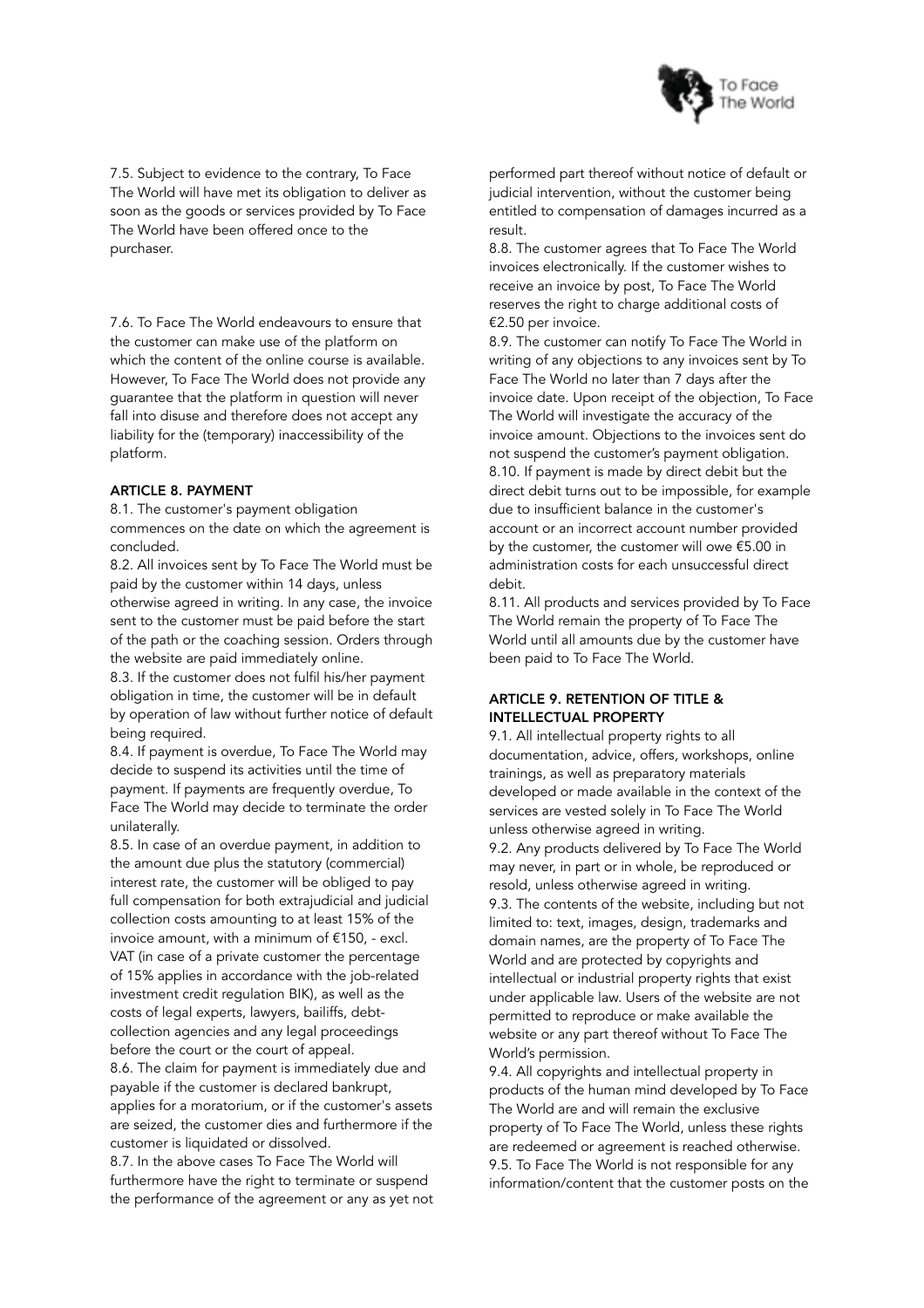7.5. Subject to evidence to the contrary, To Face The World will have met its obligation to deliver as soon as the goods or services provided by To Face The World have been offered once to the purchaser.

7.6. To Face The World endeavours to ensure that the customer can make use of the platform on which the content of the online course is available. However, To Face The World does not provide any guarantee that the platform in question will never fall into disuse and therefore does not accept any liability for the (temporary) inaccessibility of the platform.

### ARTICLE 8. PAYMENT

8.1. The customer's payment obligation commences on the date on which the agreement is concluded.

8.2. All invoices sent by To Face The World must be paid by the customer within 14 days, unless otherwise agreed in writing. In any case, the invoice sent to the customer must be paid before the start of the path or the coaching session. Orders through the website are paid immediately online.

8.3. If the customer does not fulfil his/her payment obligation in time, the customer will be in default by operation of law without further notice of default being required.

8.4. If payment is overdue, To Face The World may decide to suspend its activities until the time of payment. If payments are frequently overdue, To Face The World may decide to terminate the order unilaterally.

8.5. In case of an overdue payment, in addition to the amount due plus the statutory (commercial) interest rate, the customer will be obliged to pay full compensation for both extrajudicial and judicial collection costs amounting to at least 15% of the invoice amount, with a minimum of €150, - excl. VAT (in case of a private customer the percentage of 15% applies in accordance with the job-related investment credit regulation BIK), as well as the costs of legal experts, lawyers, bailiffs, debt-collection agencies and any legal proceedings before the court or the court of appeal.

8.6. The claim for payment is immediately due and payable if the customer is declared bankrupt, applies for a moratorium, or if the customer's assets are seized, the customer dies and furthermore if the customer is liquidated or dissolved.

8.7. In the above cases To Face The World will furthermore have the right to terminate or suspend the performance of the agreement or any as yet not performed part thereof without notice of default or judicial intervention, without the customer being entitled to compensation of damages incurred as a result.

8.8. The customer agrees that To Face The World invoices electronically. If the customer wishes to receive an invoice by post, To Face The World reserves the right to charge additional costs of €2.50 per invoice.

8.9. The customer can notify To Face The World in writing of any objections to any invoices sent by To Face The World no later than 7 days after the invoice date. Upon receipt of the objection, To Face The World will investigate the accuracy of the invoice amount. Objections to the invoices sent do not suspend the customer's payment obligation.

8.10. If payment is made by direct debit but the direct debit turns out to be impossible, for example due to insufficient balance in the customer's account or an incorrect account number provided by the customer, the customer will owe €5.00 in administration costs for each unsuccessful direct debit.

8.11. All products and services provided by To Face The World remain the property of To Face The World until all amounts due by the customer have been paid to To Face The World.

### ARTICLE 9. RETENTION OF TITLE & INTELLECTUAL PROPERTY

9.1. All intellectual property rights to all documentation, advice, offers, workshops, online trainings, as well as preparatory materials developed or made available in the context of the services are vested solely in To Face The World unless otherwise agreed in writing.

9.2. Any products delivered by To Face The World may never, in part or in whole, be reproduced or resold, unless otherwise agreed in writing.

9.3. The contents of the website, including but not limited to: text, images, design, trademarks and domain names, are the property of To Face The World and are protected by copyrights and intellectual or industrial property rights that exist under applicable law. Users of the website are not permitted to reproduce or make available the website or any part thereof without To Face The World's permission.

9.4. All copyrights and intellectual property in products of the human mind developed by To Face The World are and will remain the exclusive property of To Face The World, unless these rights are redeemed or agreement is reached otherwise.

9.5. To Face The World is not responsible for any information/content that the customer posts on the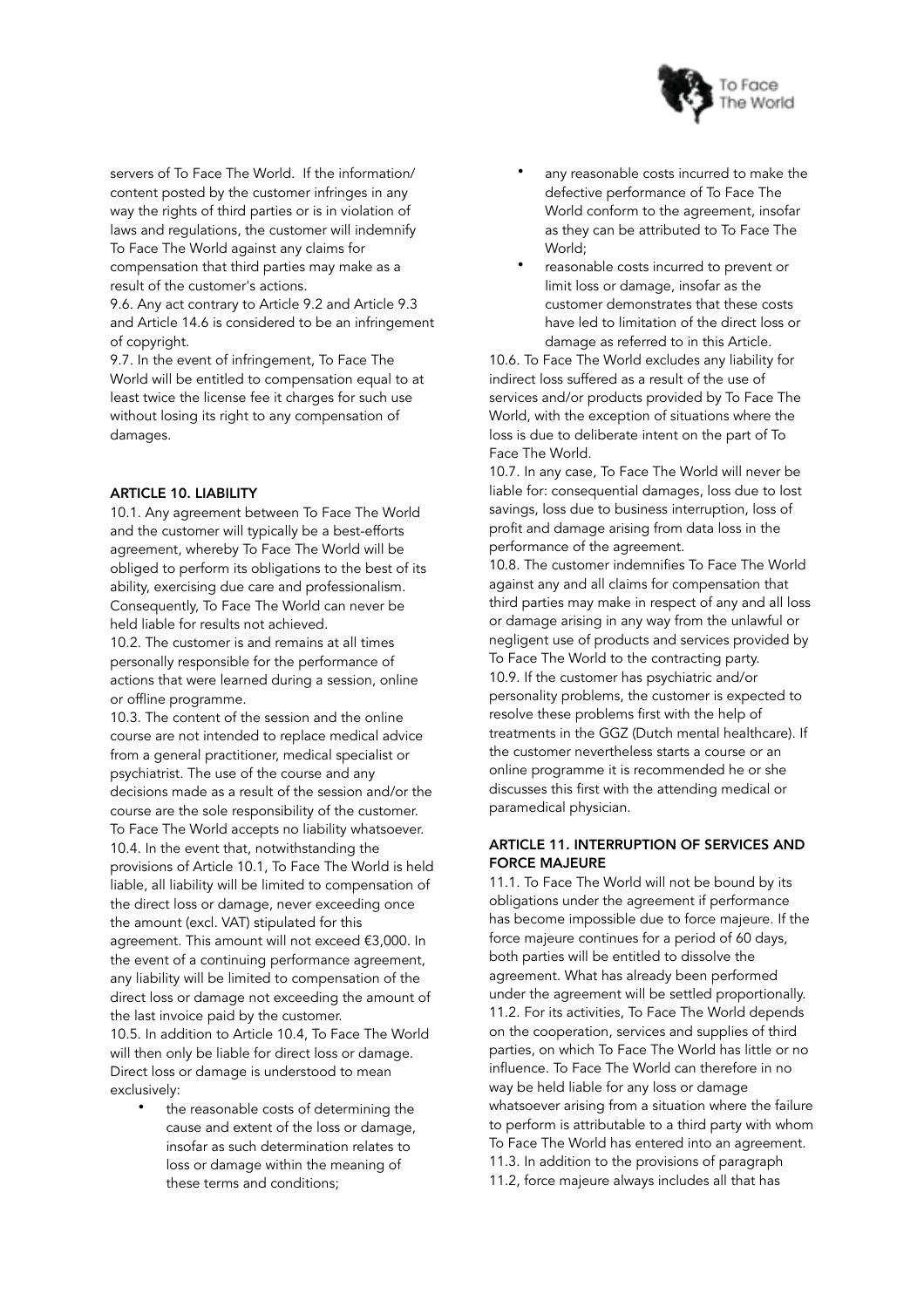servers of To Face The World. If the information/ content posted by the customer infringes in any way the rights of third parties or is in violation of laws and regulations, the customer will indemnify To Face The World against any claims for compensation that third parties may make as a result of the customer's actions.

9.6. Any act contrary to Article 9.2 and Article 9.3 and Article 14.6 is considered to be an infringement of copyright.

9.7. In the event of infringement, To Face The World will be entitled to compensation equal to at least twice the license fee it charges for such use without losing its right to any compensation of damages.

**ARTICLE 10. LIABILITY**

10.1. Any agreement between To Face The World and the customer will typically be a best-efforts agreement, whereby To Face The World will be obliged to perform its obligations to the best of its ability, exercising due care and professionalism. Consequently, To Face The World can never be held liable for results not achieved.

10.2. The customer is and remains at all times personally responsible for the performance of actions that were learned during a session, online or offline programme.

10.3. The content of the session and the online course are not intended to replace medical advice from a general practitioner, medical specialist or psychiatrist. The use of the course and any decisions made as a result of the session and/or the course are the sole responsibility of the customer. To Face The World accepts no liability whatsoever.

10.4. In the event that, notwithstanding the provisions of Article 10.1, To Face The World is held liable, all liability will be limited to compensation of the direct loss or damage, never exceeding once the amount (excl. VAT) stipulated for this agreement. This amount will not exceed €3,000. In the event of a continuing performance agreement, any liability will be limited to compensation of the direct loss or damage not exceeding the amount of the last invoice paid by the customer.

10.5. In addition to Article 10.4, To Face The World will then only be liable for direct loss or damage. Direct loss or damage is understood to mean exclusively:

- the reasonable costs of determining the cause and extent of the loss or damage, insofar as such determination relates to loss or damage within the meaning of these terms and conditions;
- any reasonable costs incurred to make the defective performance of To Face The World conform to the agreement, insofar as they can be attributed to To Face The World;
- reasonable costs incurred to prevent or limit loss or damage, insofar as the customer demonstrates that these costs have led to limitation of the direct loss or damage as referred to in this Article.

10.6. To Face The World excludes any liability for indirect loss suffered as a result of the use of services and/or products provided by To Face The World, with the exception of situations where the loss is due to deliberate intent on the part of To Face The World.

10.7. In any case, To Face The World will never be liable for: consequential damages, loss due to lost savings, loss due to business interruption, loss of profit and damage arising from data loss in the performance of the agreement.

10.8. The customer indemnifies To Face The World against any and all claims for compensation that third parties may make in respect of any and all loss or damage arising in any way from the unlawful or negligent use of products and services provided by To Face The World to the contracting party.

10.9. If the customer has psychiatric and/or personality problems, the customer is expected to resolve these problems first with the help of treatments in the GGZ (Dutch mental healthcare). If the customer nevertheless starts a course or an online programme it is recommended he or she discusses this first with the attending medical or paramedical physician.

**ARTICLE 11. INTERRUPTION OF SERVICES AND FORCE MAJEURE**

11.1. To Face The World will not be bound by its obligations under the agreement if performance has become impossible due to force majeure. If the force majeure continues for a period of 60 days, both parties will be entitled to dissolve the agreement. What has already been performed under the agreement will be settled proportionally.

11.2. For its activities, To Face The World depends on the cooperation, services and supplies of third parties, on which To Face The World has little or no influence. To Face The World can therefore in no way be held liable for any loss or damage whatsoever arising from a situation where the failure to perform is attributable to a third party with whom To Face The World has entered into an agreement.

11.3. In addition to the provisions of paragraph 11.2, force majeure always includes all that has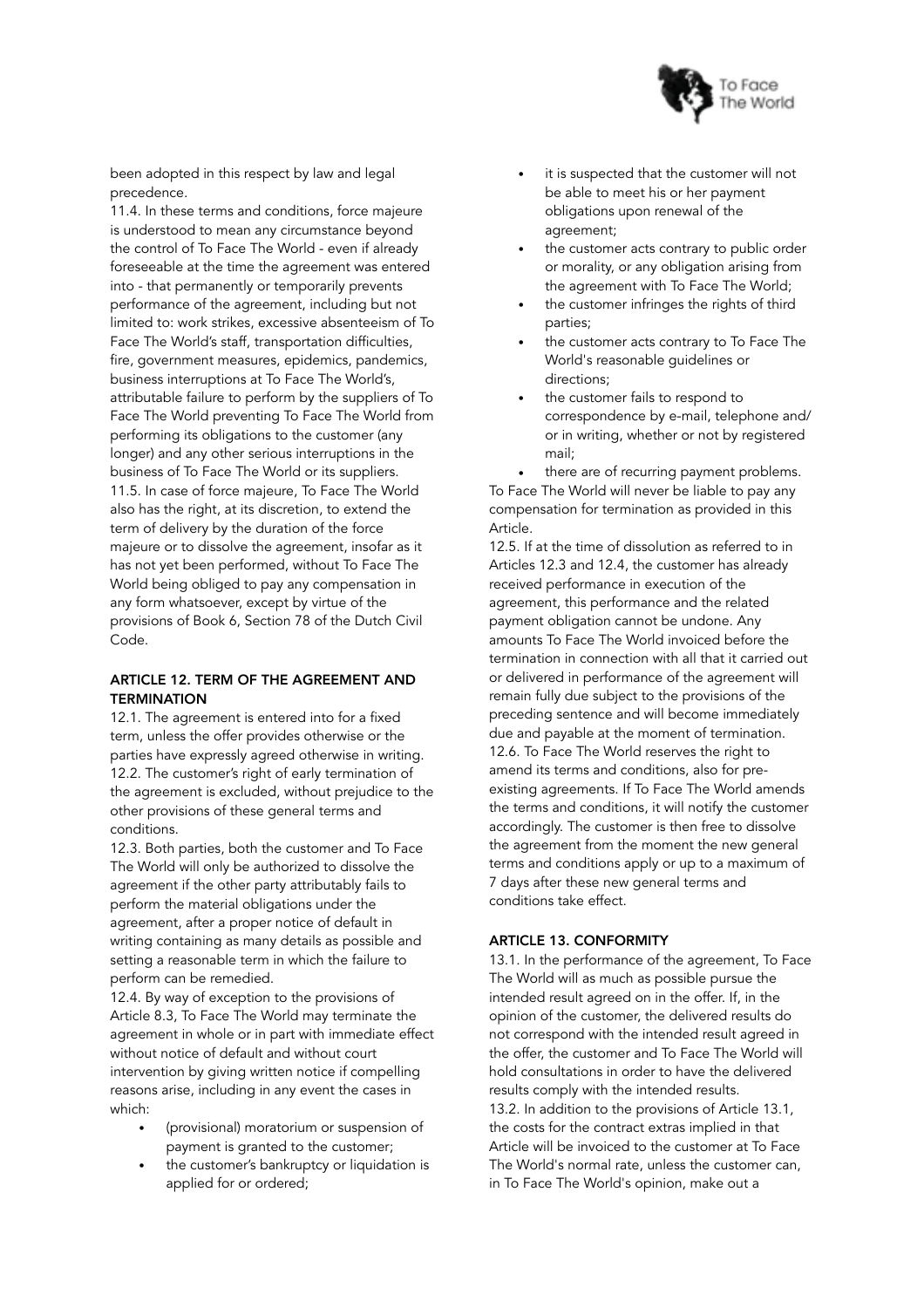been adopted in this respect by law and legal precedence.

11.4. In these terms and conditions, force majeure is understood to mean any circumstance beyond the control of To Face The World - even if already foreseeable at the time the agreement was entered into - that permanently or temporarily prevents performance of the agreement, including but not limited to: work strikes, excessive absenteeism of To Face The World's staff, transportation difficulties, fire, government measures, epidemics, pandemics, business interruptions at To Face The World's, attributable failure to perform by the suppliers of To Face The World preventing To Face The World from performing its obligations to the customer (any longer) and any other serious interruptions in the business of To Face The World or its suppliers.

11.5. In case of force majeure, To Face The World also has the right, at its discretion, to extend the term of delivery by the duration of the force majeure or to dissolve the agreement, insofar as it has not yet been performed, without To Face The World being obliged to pay any compensation in any form whatsoever, except by virtue of the provisions of Book 6, Section 78 of the Dutch Civil Code.

## ARTICLE 12. TERM OF THE AGREEMENT AND TERMINATION

12.1. The agreement is entered into for a fixed term, unless the offer provides otherwise or the parties have expressly agreed otherwise in writing.

12.2. The customer's right of early termination of the agreement is excluded, without prejudice to the other provisions of these general terms and conditions.

12.3. Both parties, both the customer and To Face The World will only be authorized to dissolve the agreement if the other party attributably fails to perform the material obligations under the agreement, after a proper notice of default in writing containing as many details as possible and setting a reasonable term in which the failure to perform can be remedied.

12.4. By way of exception to the provisions of Article 8.3, To Face The World may terminate the agreement in whole or in part with immediate effect without notice of default and without court intervention by giving written notice if compelling reasons arise, including in any event the cases in which:

- (provisional) moratorium or suspension of payment is granted to the customer;
- the customer's bankruptcy or liquidation is applied for or ordered;
- it is suspected that the customer will not be able to meet his or her payment obligations upon renewal of the agreement;
- the customer acts contrary to public order or morality, or any obligation arising from the agreement with To Face The World;
- the customer infringes the rights of third parties;
- the customer acts contrary to To Face The World's reasonable guidelines or directions;
- the customer fails to respond to correspondence by e-mail, telephone and/ or in writing, whether or not by registered mail;
- there are of recurring payment problems.

To Face The World will never be liable to pay any compensation for termination as provided in this Article.

12.5. If at the time of dissolution as referred to in Articles 12.3 and 12.4, the customer has already received performance in execution of the agreement, this performance and the related payment obligation cannot be undone. Any amounts To Face The World invoiced before the termination in connection with all that it carried out or delivered in performance of the agreement will remain fully due subject to the provisions of the preceding sentence and will become immediately due and payable at the moment of termination.

12.6. To Face The World reserves the right to amend its terms and conditions, also for pre-existing agreements. If To Face The World amends the terms and conditions, it will notify the customer accordingly. The customer is then free to dissolve the agreement from the moment the new general terms and conditions apply or up to a maximum of 7 days after these new general terms and conditions take effect.

## ARTICLE 13. CONFORMITY

13.1. In the performance of the agreement, To Face The World will as much as possible pursue the intended result agreed on in the offer. If, in the opinion of the customer, the delivered results do not correspond with the intended result agreed in the offer, the customer and To Face The World will hold consultations in order to have the delivered results comply with the intended results.

13.2. In addition to the provisions of Article 13.1, the costs for the contract extras implied in that Article will be invoiced to the customer at To Face The World's normal rate, unless the customer can, in To Face The World's opinion, make out a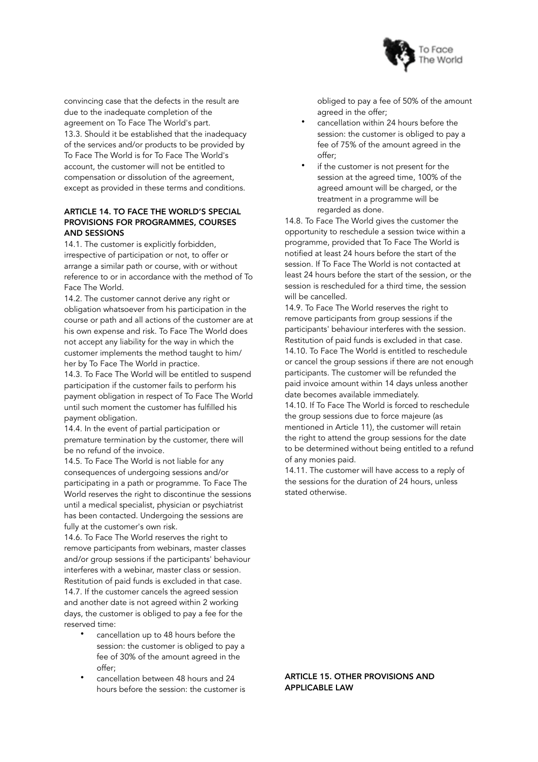convincing case that the defects in the result are due to the inadequate completion of the agreement on To Face The World's part.

13.3. Should it be established that the inadequacy of the services and/or products to be provided by To Face The World is for To Face The World's account, the customer will not be entitled to compensation or dissolution of the agreement, except as provided in these terms and conditions.

### ARTICLE 14. TO FACE THE WORLD'S SPECIAL PROVISIONS FOR PROGRAMMES, COURSES AND SESSIONS

14.1. The customer is explicitly forbidden, irrespective of participation or not, to offer or arrange a similar path or course, with or without reference to or in accordance with the method of To Face The World.

14.2. The customer cannot derive any right or obligation whatsoever from his participation in the course or path and all actions of the customer are at his own expense and risk. To Face The World does not accept any liability for the way in which the customer implements the method taught to him/ her by To Face The World in practice.

14.3. To Face The World will be entitled to suspend participation if the customer fails to perform his payment obligation in respect of To Face The World until such moment the customer has fulfilled his payment obligation.

14.4. In the event of partial participation or premature termination by the customer, there will be no refund of the invoice.

14.5. To Face The World is not liable for any consequences of undergoing sessions and/or participating in a path or programme. To Face The World reserves the right to discontinue the sessions until a medical specialist, physician or psychiatrist has been contacted. Undergoing the sessions are fully at the customer's own risk.

14.6. To Face The World reserves the right to remove participants from webinars, master classes and/or group sessions if the participants' behaviour interferes with a webinar, master class or session. Restitution of paid funds is excluded in that case.

14.7. If the customer cancels the agreed session and another date is not agreed within 2 working days, the customer is obliged to pay a fee for the reserved time:

- cancellation up to 48 hours before the session: the customer is obliged to pay a fee of 30% of the amount agreed in the offer;
- cancellation between 48 hours and 24 hours before the session: the customer is obliged to pay a fee of 50% of the amount agreed in the offer;
- cancellation within 24 hours before the session: the customer is obliged to pay a fee of 75% of the amount agreed in the offer;
- if the customer is not present for the session at the agreed time, 100% of the agreed amount will be charged, or the treatment in a programme will be regarded as done.

14.8. To Face The World gives the customer the opportunity to reschedule a session twice within a programme, provided that To Face The World is notified at least 24 hours before the start of the session. If To Face The World is not contacted at least 24 hours before the start of the session, or the session is rescheduled for a third time, the session will be cancelled.

14.9. To Face The World reserves the right to remove participants from group sessions if the participants' behaviour interferes with the session. Restitution of paid funds is excluded in that case.

14.10. To Face The World is entitled to reschedule or cancel the group sessions if there are not enough participants. The customer will be refunded the paid invoice amount within 14 days unless another date becomes available immediately.

14.10. If To Face The World is forced to reschedule the group sessions due to force majeure (as mentioned in Article 11), the customer will retain the right to attend the group sessions for the date to be determined without being entitled to a refund of any monies paid.

14.11. The customer will have access to a reply of the sessions for the duration of 24 hours, unless stated otherwise.

### ARTICLE 15. OTHER PROVISIONS AND APPLICABLE LAW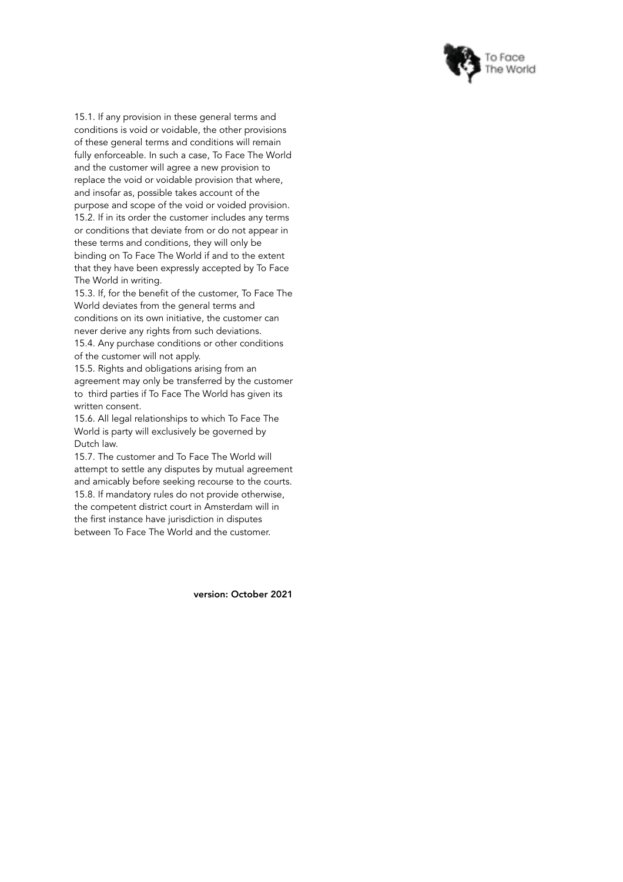15.1. If any provision in these general terms and conditions is void or voidable, the other provisions of these general terms and conditions will remain fully enforceable. In such a case, To Face The World and the customer will agree a new provision to replace the void or voidable provision that where, and insofar as, possible takes account of the purpose and scope of the void or voided provision.

15.2. If in its order the customer includes any terms or conditions that deviate from or do not appear in these terms and conditions, they will only be binding on To Face The World if and to the extent that they have been expressly accepted by To Face The World in writing.

15.3. If, for the benefit of the customer, To Face The World deviates from the general terms and conditions on its own initiative, the customer can never derive any rights from such deviations.

15.4. Any purchase conditions or other conditions of the customer will not apply.

15.5. Rights and obligations arising from an agreement may only be transferred by the customer to third parties if To Face The World has given its written consent.

15.6. All legal relationships to which To Face The World is party will exclusively be governed by Dutch law.

15.7. The customer and To Face The World will attempt to settle any disputes by mutual agreement and amicably before seeking recourse to the courts.

15.8. If mandatory rules do not provide otherwise, the competent district court in Amsterdam will in the first instance have jurisdiction in disputes between To Face The World and the customer.

**version: October 2021**